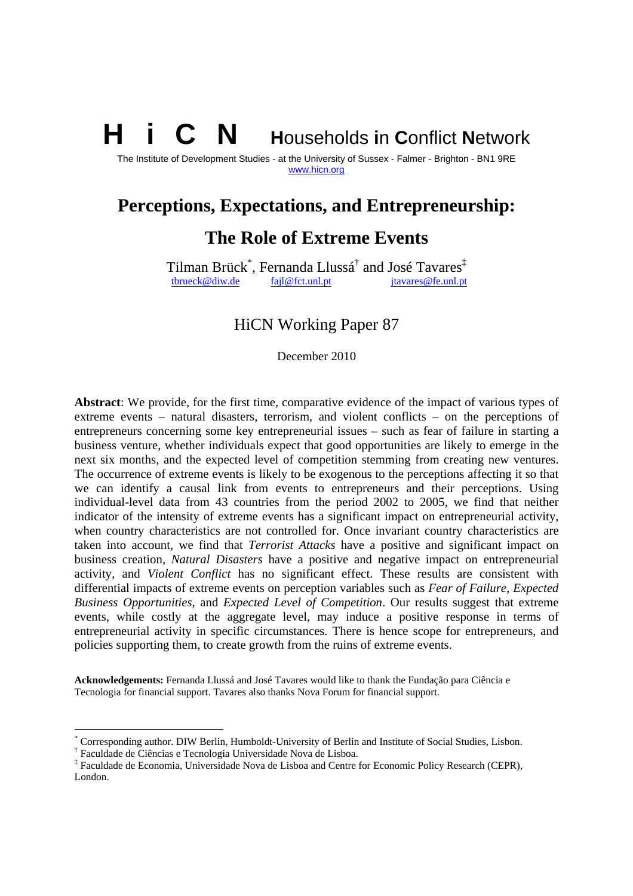# H i C N Households in Conflict Network

The Institute of Development Studies - at the University of Sussex - Falmer - Brighton - BN1 9RE
www.hicn.org

## Perceptions, Expectations, and Entrepreneurship: The Role of Extreme Events

Tilman Brück[*], Fernanda Llussá[†] and José Tavares[‡]
tbrueck@diw.de fajl@fct.unl.pt jtavares@fe.unl.pt

HiCN Working Paper 87

December 2010

**Abstract**: We provide, for the first time, comparative evidence of the impact of various types of extreme events – natural disasters, terrorism, and violent conflicts – on the perceptions of entrepreneurs concerning some key entrepreneurial issues – such as fear of failure in starting a business venture, whether individuals expect that good opportunities are likely to emerge in the next six months, and the expected level of competition stemming from creating new ventures. The occurrence of extreme events is likely to be exogenous to the perceptions affecting it so that we can identify a causal link from events to entrepreneurs and their perceptions. Using individual-level data from 43 countries from the period 2002 to 2005, we find that neither indicator of the intensity of extreme events has a significant impact on entrepreneurial activity, when country characteristics are not controlled for. Once invariant country characteristics are taken into account, we find that *Terrorist Attacks* have a positive and significant impact on business creation, *Natural Disasters* have a positive and negative impact on entrepreneurial activity, and *Violent Conflict* has no significant effect. These results are consistent with differential impacts of extreme events on perception variables such as *Fear of Failure*, *Expected Business Opportunities*, and *Expected Level of Competition*. Our results suggest that extreme events, while costly at the aggregate level, may induce a positive response in terms of entrepreneurial activity in specific circumstances. There is hence scope for entrepreneurs, and policies supporting them, to create growth from the ruins of extreme events.

**Acknowledgements:** Fernanda Llussá and José Tavares would like to thank the Fundação para Ciência e Tecnologia for financial support. Tavares also thanks Nova Forum for financial support.

---

[*] Corresponding author. DIW Berlin, Humboldt-University of Berlin and Institute of Social Studies, Lisbon.
[†] Faculdade de Ciências e Tecnologia Universidade Nova de Lisboa.
[‡] Faculdade de Economia, Universidade Nova de Lisboa and Centre for Economic Policy Research (CEPR), London.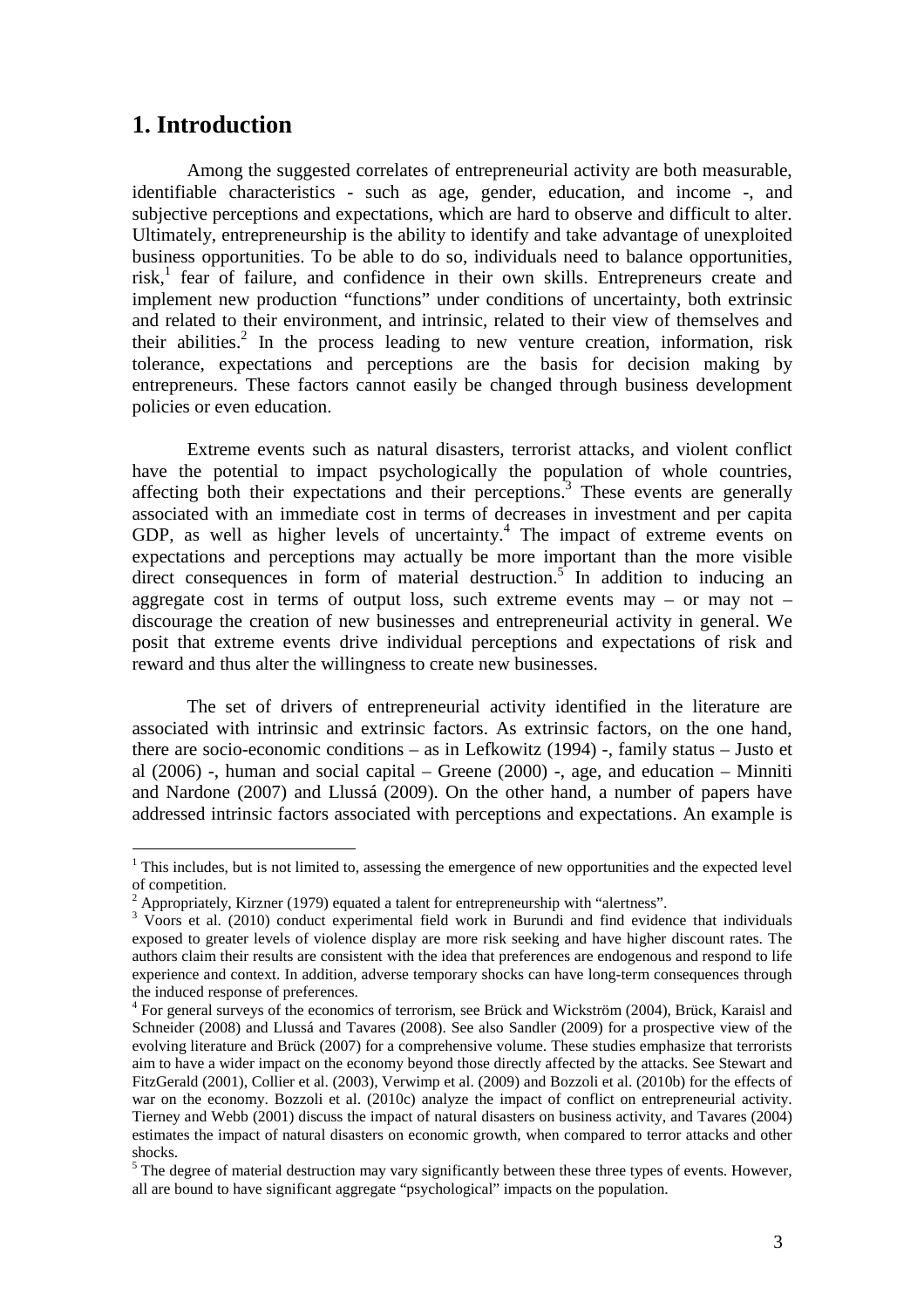# 1. Introduction

Among the suggested correlates of entrepreneurial activity are both measurable, identifiable characteristics - such as age, gender, education, and income -, and subjective perceptions and expectations, which are hard to observe and difficult to alter. Ultimately, entrepreneurship is the ability to identify and take advantage of unexploited business opportunities. To be able to do so, individuals need to balance opportunities, risk,[1] fear of failure, and confidence in their own skills. Entrepreneurs create and implement new production "functions" under conditions of uncertainty, both extrinsic and related to their environment, and intrinsic, related to their view of themselves and their abilities.[2] In the process leading to new venture creation, information, risk tolerance, expectations and perceptions are the basis for decision making by entrepreneurs. These factors cannot easily be changed through business development policies or even education.

Extreme events such as natural disasters, terrorist attacks, and violent conflict have the potential to impact psychologically the population of whole countries, affecting both their expectations and their perceptions.[3] These events are generally associated with an immediate cost in terms of decreases in investment and per capita GDP, as well as higher levels of uncertainty.[4] The impact of extreme events on expectations and perceptions may actually be more important than the more visible direct consequences in form of material destruction.[5] In addition to inducing an aggregate cost in terms of output loss, such extreme events may – or may not – discourage the creation of new businesses and entrepreneurial activity in general. We posit that extreme events drive individual perceptions and expectations of risk and reward and thus alter the willingness to create new businesses.

The set of drivers of entrepreneurial activity identified in the literature are associated with intrinsic and extrinsic factors. As extrinsic factors, on the one hand, there are socio-economic conditions – as in Lefkowitz (1994) -, family status – Justo et al (2006) -, human and social capital – Greene (2000) -, age, and education – Minniti and Nardone (2007) and Llussá (2009). On the other hand, a number of papers have addressed intrinsic factors associated with perceptions and expectations. An example is

---

[1] This includes, but is not limited to, assessing the emergence of new opportunities and the expected level of competition.

[2] Appropriately, Kirzner (1979) equated a talent for entrepreneurship with "alertness".

[3] Voors et al. (2010) conduct experimental field work in Burundi and find evidence that individuals exposed to greater levels of violence display are more risk seeking and have higher discount rates. The authors claim their results are consistent with the idea that preferences are endogenous and respond to life experience and context. In addition, adverse temporary shocks can have long-term consequences through the induced response of preferences.

[4] For general surveys of the economics of terrorism, see Brück and Wickström (2004), Brück, Karaisl and Schneider (2008) and Llussá and Tavares (2008). See also Sandler (2009) for a prospective view of the evolving literature and Brück (2007) for a comprehensive volume. These studies emphasize that terrorists aim to have a wider impact on the economy beyond those directly affected by the attacks. See Stewart and FitzGerald (2001), Collier et al. (2003), Verwimp et al. (2009) and Bozzoli et al. (2010b) for the effects of war on the economy. Bozzoli et al. (2010c) analyze the impact of conflict on entrepreneurial activity. Tierney and Webb (2001) discuss the impact of natural disasters on business activity, and Tavares (2004) estimates the impact of natural disasters on economic growth, when compared to terror attacks and other shocks.

[5] The degree of material destruction may vary significantly between these three types of events. However, all are bound to have significant aggregate "psychological" impacts on the population.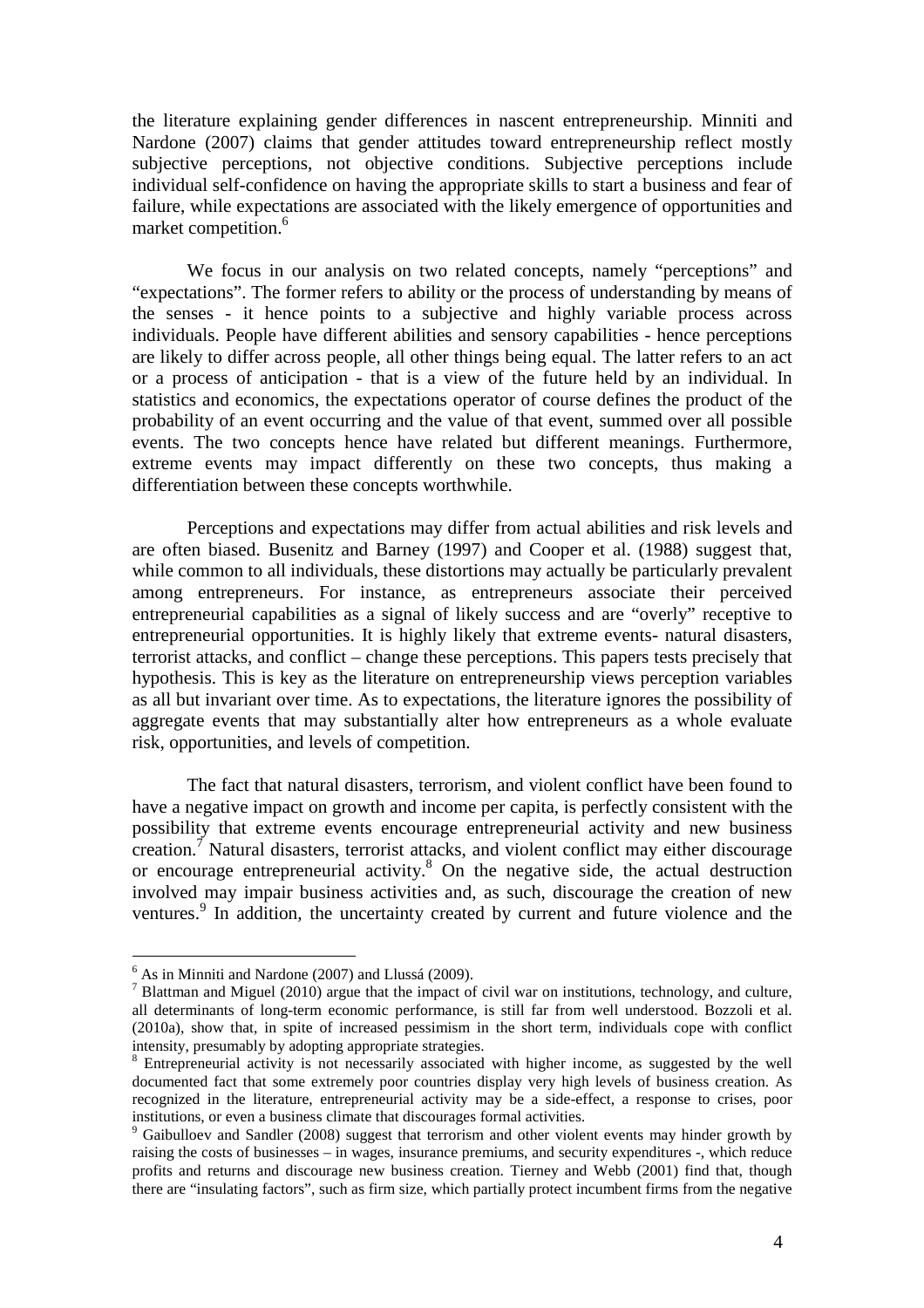the literature explaining gender differences in nascent entrepreneurship. Minniti and Nardone (2007) claims that gender attitudes toward entrepreneurship reflect mostly subjective perceptions, not objective conditions. Subjective perceptions include individual self-confidence on having the appropriate skills to start a business and fear of failure, while expectations are associated with the likely emergence of opportunities and market competition.[6]

We focus in our analysis on two related concepts, namely "perceptions" and "expectations". The former refers to ability or the process of understanding by means of the senses - it hence points to a subjective and highly variable process across individuals. People have different abilities and sensory capabilities - hence perceptions are likely to differ across people, all other things being equal. The latter refers to an act or a process of anticipation - that is a view of the future held by an individual. In statistics and economics, the expectations operator of course defines the product of the probability of an event occurring and the value of that event, summed over all possible events. The two concepts hence have related but different meanings. Furthermore, extreme events may impact differently on these two concepts, thus making a differentiation between these concepts worthwhile.

Perceptions and expectations may differ from actual abilities and risk levels and are often biased. Busenitz and Barney (1997) and Cooper et al. (1988) suggest that, while common to all individuals, these distortions may actually be particularly prevalent among entrepreneurs. For instance, as entrepreneurs associate their perceived entrepreneurial capabilities as a signal of likely success and are "overly" receptive to entrepreneurial opportunities. It is highly likely that extreme events- natural disasters, terrorist attacks, and conflict – change these perceptions. This papers tests precisely that hypothesis. This is key as the literature on entrepreneurship views perception variables as all but invariant over time. As to expectations, the literature ignores the possibility of aggregate events that may substantially alter how entrepreneurs as a whole evaluate risk, opportunities, and levels of competition.

The fact that natural disasters, terrorism, and violent conflict have been found to have a negative impact on growth and income per capita, is perfectly consistent with the possibility that extreme events encourage entrepreneurial activity and new business creation.[7] Natural disasters, terrorist attacks, and violent conflict may either discourage or encourage entrepreneurial activity.[8] On the negative side, the actual destruction involved may impair business activities and, as such, discourage the creation of new ventures.[9] In addition, the uncertainty created by current and future violence and the

---

[6] As in Minniti and Nardone (2007) and Llussá (2009).

[7] Blattman and Miguel (2010) argue that the impact of civil war on institutions, technology, and culture, all determinants of long-term economic performance, is still far from well understood. Bozzoli et al. (2010a), show that, in spite of increased pessimism in the short term, individuals cope with conflict intensity, presumably by adopting appropriate strategies.

[8] Entrepreneurial activity is not necessarily associated with higher income, as suggested by the well documented fact that some extremely poor countries display very high levels of business creation. As recognized in the literature, entrepreneurial activity may be a side-effect, a response to crises, poor institutions, or even a business climate that discourages formal activities.

[9] Gaibulloev and Sandler (2008) suggest that terrorism and other violent events may hinder growth by raising the costs of businesses – in wages, insurance premiums, and security expenditures -, which reduce profits and returns and discourage new business creation. Tierney and Webb (2001) find that, though there are "insulating factors", such as firm size, which partially protect incumbent firms from the negative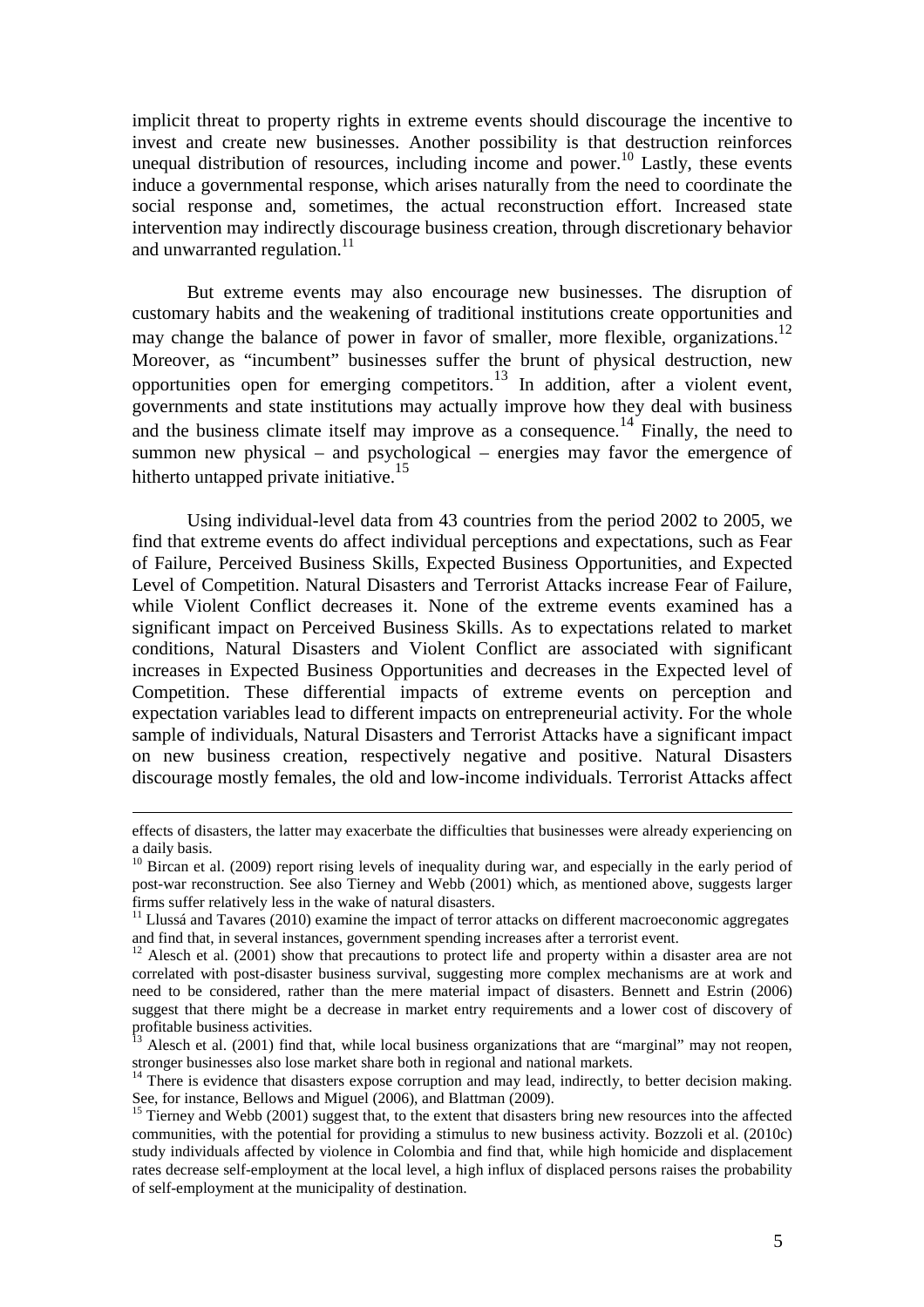implicit threat to property rights in extreme events should discourage the incentive to invest and create new businesses. Another possibility is that destruction reinforces unequal distribution of resources, including income and power.[10] Lastly, these events induce a governmental response, which arises naturally from the need to coordinate the social response and, sometimes, the actual reconstruction effort. Increased state intervention may indirectly discourage business creation, through discretionary behavior and unwarranted regulation.[11]

But extreme events may also encourage new businesses. The disruption of customary habits and the weakening of traditional institutions create opportunities and may change the balance of power in favor of smaller, more flexible, organizations.[12] Moreover, as "incumbent" businesses suffer the brunt of physical destruction, new opportunities open for emerging competitors.[13] In addition, after a violent event, governments and state institutions may actually improve how they deal with business and the business climate itself may improve as a consequence.[14] Finally, the need to summon new physical – and psychological – energies may favor the emergence of hitherto untapped private initiative.[15]

Using individual-level data from 43 countries from the period 2002 to 2005, we find that extreme events do affect individual perceptions and expectations, such as Fear of Failure, Perceived Business Skills, Expected Business Opportunities, and Expected Level of Competition. Natural Disasters and Terrorist Attacks increase Fear of Failure, while Violent Conflict decreases it. None of the extreme events examined has a significant impact on Perceived Business Skills. As to expectations related to market conditions, Natural Disasters and Violent Conflict are associated with significant increases in Expected Business Opportunities and decreases in the Expected level of Competition. These differential impacts of extreme events on perception and expectation variables lead to different impacts on entrepreneurial activity. For the whole sample of individuals, Natural Disasters and Terrorist Attacks have a significant impact on new business creation, respectively negative and positive. Natural Disasters discourage mostly females, the old and low-income individuals. Terrorist Attacks affect

---

effects of disasters, the latter may exacerbate the difficulties that businesses were already experiencing on a daily basis.

[10] Bircan et al. (2009) report rising levels of inequality during war, and especially in the early period of post-war reconstruction. See also Tierney and Webb (2001) which, as mentioned above, suggests larger firms suffer relatively less in the wake of natural disasters.

[11] Llussá and Tavares (2010) examine the impact of terror attacks on different macroeconomic aggregates and find that, in several instances, government spending increases after a terrorist event.

[12] Alesch et al. (2001) show that precautions to protect life and property within a disaster area are not correlated with post-disaster business survival, suggesting more complex mechanisms are at work and need to be considered, rather than the mere material impact of disasters. Bennett and Estrin (2006) suggest that there might be a decrease in market entry requirements and a lower cost of discovery of profitable business activities.

[13] Alesch et al. (2001) find that, while local business organizations that are "marginal" may not reopen, stronger businesses also lose market share both in regional and national markets.

[14] There is evidence that disasters expose corruption and may lead, indirectly, to better decision making. See, for instance, Bellows and Miguel (2006), and Blattman (2009).

[15] Tierney and Webb (2001) suggest that, to the extent that disasters bring new resources into the affected communities, with the potential for providing a stimulus to new business activity. Bozzoli et al. (2010c) study individuals affected by violence in Colombia and find that, while high homicide and displacement rates decrease self-employment at the local level, a high influx of displaced persons raises the probability of self-employment at the municipality of destination.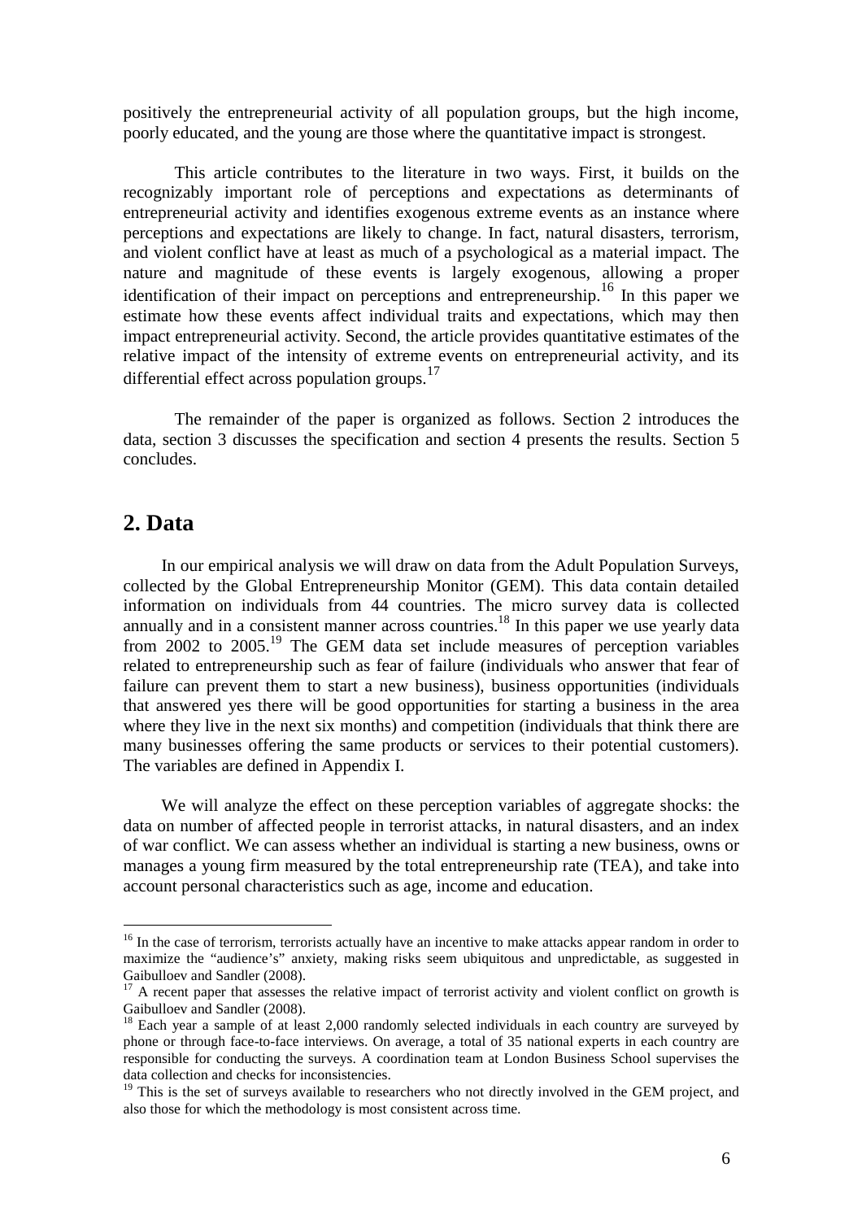positively the entrepreneurial activity of all population groups, but the high income, poorly educated, and the young are those where the quantitative impact is strongest.

This article contributes to the literature in two ways. First, it builds on the recognizably important role of perceptions and expectations as determinants of entrepreneurial activity and identifies exogenous extreme events as an instance where perceptions and expectations are likely to change. In fact, natural disasters, terrorism, and violent conflict have at least as much of a psychological as a material impact. The nature and magnitude of these events is largely exogenous, allowing a proper identification of their impact on perceptions and entrepreneurship.[16] In this paper we estimate how these events affect individual traits and expectations, which may then impact entrepreneurial activity. Second, the article provides quantitative estimates of the relative impact of the intensity of extreme events on entrepreneurial activity, and its differential effect across population groups.[17]

The remainder of the paper is organized as follows. Section 2 introduces the data, section 3 discusses the specification and section 4 presents the results. Section 5 concludes.

## 2. Data

In our empirical analysis we will draw on data from the Adult Population Surveys, collected by the Global Entrepreneurship Monitor (GEM). This data contain detailed information on individuals from 44 countries. The micro survey data is collected annually and in a consistent manner across countries.[18] In this paper we use yearly data from 2002 to 2005.[19] The GEM data set include measures of perception variables related to entrepreneurship such as fear of failure (individuals who answer that fear of failure can prevent them to start a new business), business opportunities (individuals that answered yes there will be good opportunities for starting a business in the area where they live in the next six months) and competition (individuals that think there are many businesses offering the same products or services to their potential customers). The variables are defined in Appendix I.

We will analyze the effect on these perception variables of aggregate shocks: the data on number of affected people in terrorist attacks, in natural disasters, and an index of war conflict. We can assess whether an individual is starting a new business, owns or manages a young firm measured by the total entrepreneurship rate (TEA), and take into account personal characteristics such as age, income and education.

[16] In the case of terrorism, terrorists actually have an incentive to make attacks appear random in order to maximize the "audience's" anxiety, making risks seem ubiquitous and unpredictable, as suggested in Gaibulloev and Sandler (2008).

[17] A recent paper that assesses the relative impact of terrorist activity and violent conflict on growth is Gaibulloev and Sandler (2008).

[18] Each year a sample of at least 2,000 randomly selected individuals in each country are surveyed by phone or through face-to-face interviews. On average, a total of 35 national experts in each country are responsible for conducting the surveys. A coordination team at London Business School supervises the data collection and checks for inconsistencies.

[19] This is the set of surveys available to researchers who not directly involved in the GEM project, and also those for which the methodology is most consistent across time.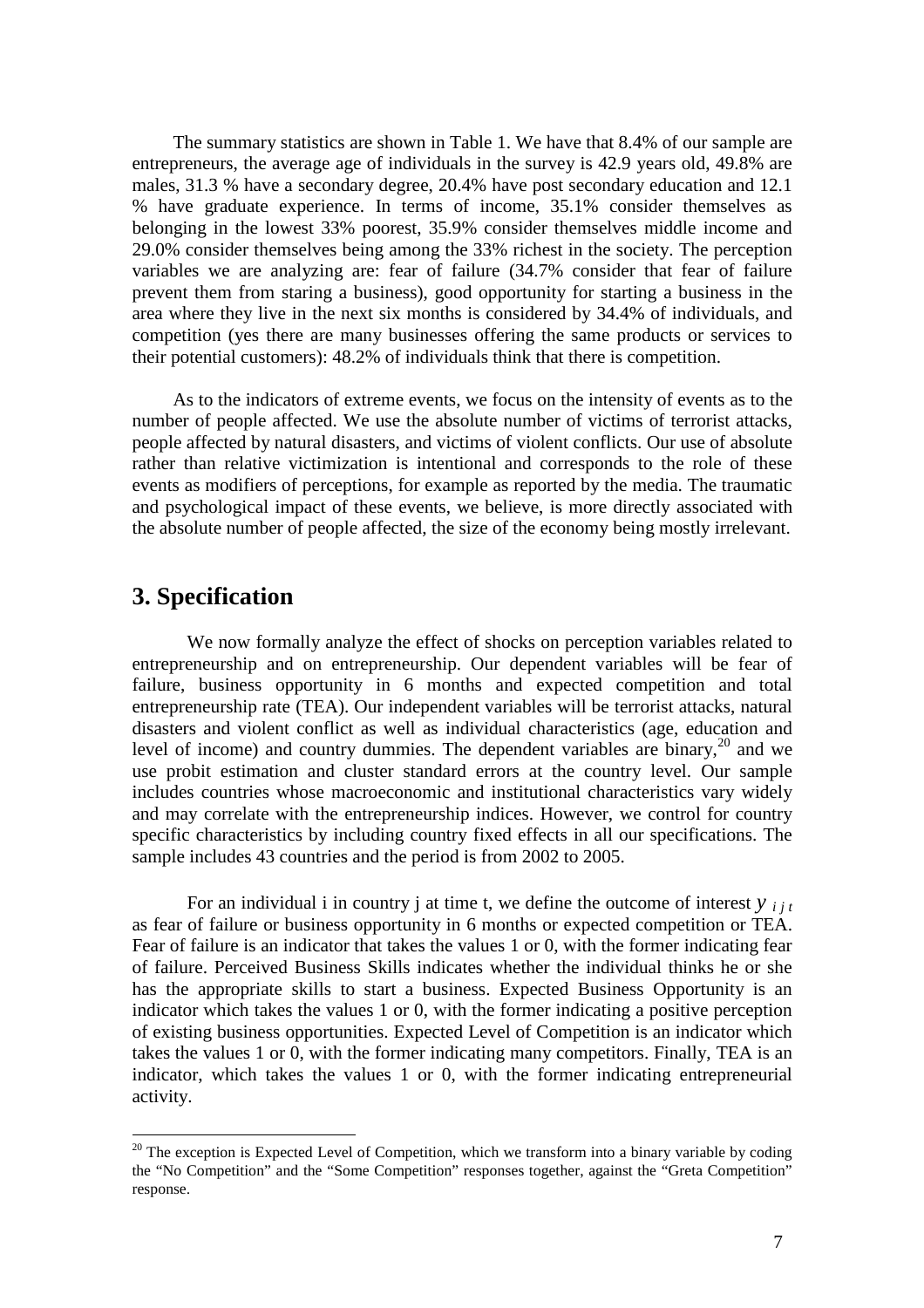The summary statistics are shown in Table 1. We have that 8.4% of our sample are entrepreneurs, the average age of individuals in the survey is 42.9 years old, 49.8% are males, 31.3 % have a secondary degree, 20.4% have post secondary education and 12.1 % have graduate experience. In terms of income, 35.1% consider themselves as belonging in the lowest 33% poorest, 35.9% consider themselves middle income and 29.0% consider themselves being among the 33% richest in the society. The perception variables we are analyzing are: fear of failure (34.7% consider that fear of failure prevent them from staring a business), good opportunity for starting a business in the area where they live in the next six months is considered by 34.4% of individuals, and competition (yes there are many businesses offering the same products or services to their potential customers): 48.2% of individuals think that there is competition.

As to the indicators of extreme events, we focus on the intensity of events as to the number of people affected. We use the absolute number of victims of terrorist attacks, people affected by natural disasters, and victims of violent conflicts. Our use of absolute rather than relative victimization is intentional and corresponds to the role of these events as modifiers of perceptions, for example as reported by the media. The traumatic and psychological impact of these events, we believe, is more directly associated with the absolute number of people affected, the size of the economy being mostly irrelevant.

## 3. Specification

We now formally analyze the effect of shocks on perception variables related to entrepreneurship and on entrepreneurship. Our dependent variables will be fear of failure, business opportunity in 6 months and expected competition and total entrepreneurship rate (TEA). Our independent variables will be terrorist attacks, natural disasters and violent conflict as well as individual characteristics (age, education and level of income) and country dummies. The dependent variables are binary,[20] and we use probit estimation and cluster standard errors at the country level. Our sample includes countries whose macroeconomic and institutional characteristics vary widely and may correlate with the entrepreneurship indices. However, we control for country specific characteristics by including country fixed effects in all our specifications. The sample includes 43 countries and the period is from 2002 to 2005.

For an individual i in country j at time t, we define the outcome of interest $y_{ijt}$ as fear of failure or business opportunity in 6 months or expected competition or TEA. Fear of failure is an indicator that takes the values 1 or 0, with the former indicating fear of failure. Perceived Business Skills indicates whether the individual thinks he or she has the appropriate skills to start a business. Expected Business Opportunity is an indicator which takes the values 1 or 0, with the former indicating a positive perception of existing business opportunities. Expected Level of Competition is an indicator which takes the values 1 or 0, with the former indicating many competitors. Finally, TEA is an indicator, which takes the values 1 or 0, with the former indicating entrepreneurial activity.

[20] The exception is Expected Level of Competition, which we transform into a binary variable by coding the "No Competition" and the "Some Competition" responses together, against the "Greta Competition" response.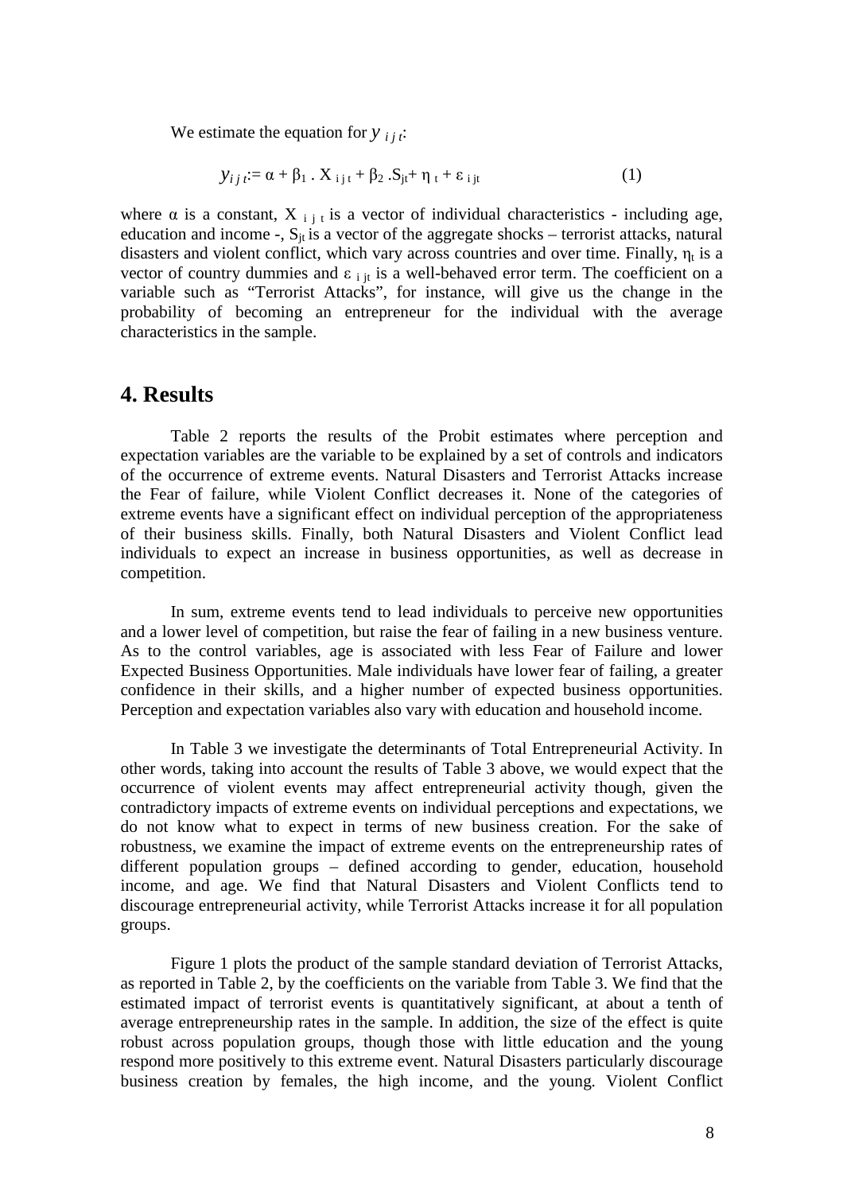We estimate the equation for $y_{ijt}$:

$$y_{ijt} := \alpha + \beta_1 . X_{ijt} + \beta_2 . S_{jt} + \eta_t + \varepsilon_{ijt} \qquad (1)$$

where $\alpha$ is a constant, $X_{ijt}$ is a vector of individual characteristics - including age, education and income -, $S_{jt}$ is a vector of the aggregate shocks – terrorist attacks, natural disasters and violent conflict, which vary across countries and over time. Finally, $\eta_t$ is a vector of country dummies and $\varepsilon_{ijt}$ is a well-behaved error term. The coefficient on a variable such as "Terrorist Attacks", for instance, will give us the change in the probability of becoming an entrepreneur for the individual with the average characteristics in the sample.

# 4. Results

Table 2 reports the results of the Probit estimates where perception and expectation variables are the variable to be explained by a set of controls and indicators of the occurrence of extreme events. Natural Disasters and Terrorist Attacks increase the Fear of failure, while Violent Conflict decreases it. None of the categories of extreme events have a significant effect on individual perception of the appropriateness of their business skills. Finally, both Natural Disasters and Violent Conflict lead individuals to expect an increase in business opportunities, as well as decrease in competition.

In sum, extreme events tend to lead individuals to perceive new opportunities and a lower level of competition, but raise the fear of failing in a new business venture. As to the control variables, age is associated with less Fear of Failure and lower Expected Business Opportunities. Male individuals have lower fear of failing, a greater confidence in their skills, and a higher number of expected business opportunities. Perception and expectation variables also vary with education and household income.

In Table 3 we investigate the determinants of Total Entrepreneurial Activity. In other words, taking into account the results of Table 3 above, we would expect that the occurrence of violent events may affect entrepreneurial activity though, given the contradictory impacts of extreme events on individual perceptions and expectations, we do not know what to expect in terms of new business creation. For the sake of robustness, we examine the impact of extreme events on the entrepreneurship rates of different population groups – defined according to gender, education, household income, and age. We find that Natural Disasters and Violent Conflicts tend to discourage entrepreneurial activity, while Terrorist Attacks increase it for all population groups.

Figure 1 plots the product of the sample standard deviation of Terrorist Attacks, as reported in Table 2, by the coefficients on the variable from Table 3. We find that the estimated impact of terrorist events is quantitatively significant, at about a tenth of average entrepreneurship rates in the sample. In addition, the size of the effect is quite robust across population groups, though those with little education and the young respond more positively to this extreme event. Natural Disasters particularly discourage business creation by females, the high income, and the young. Violent Conflict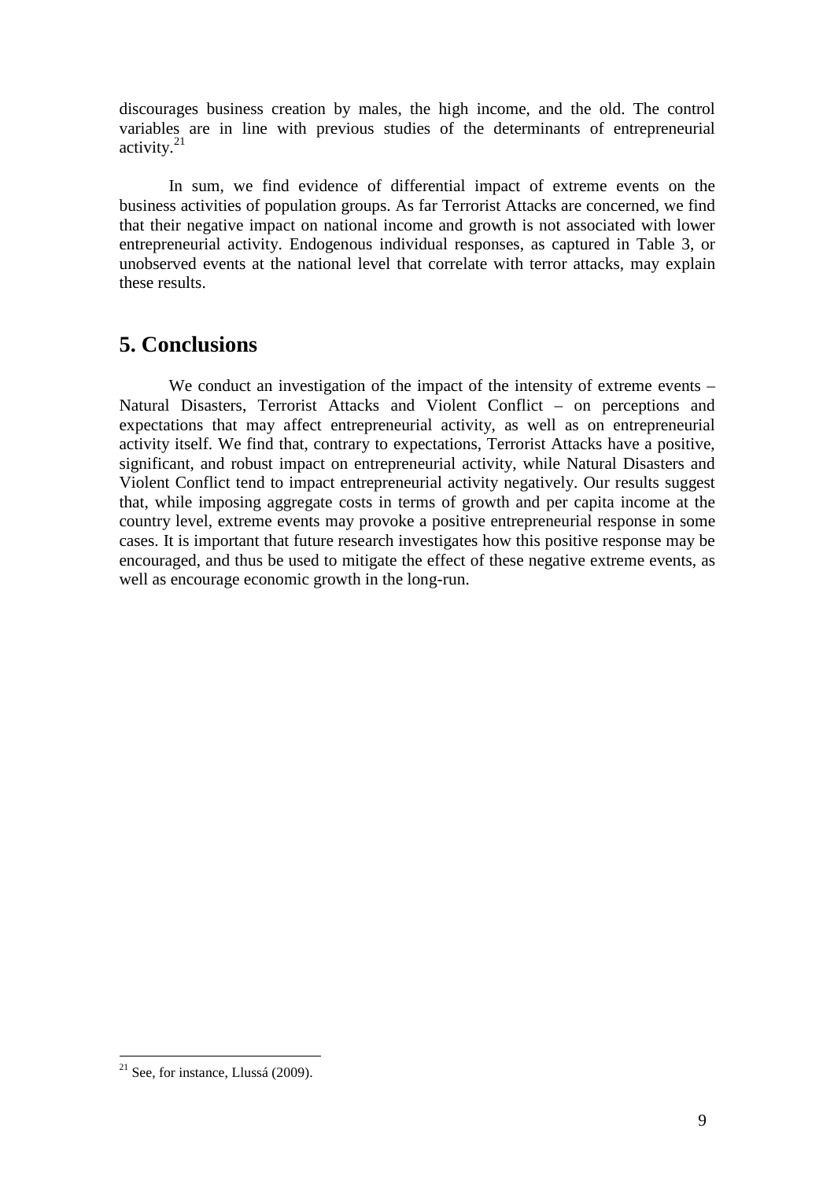discourages business creation by males, the high income, and the old. The control variables are in line with previous studies of the determinants of entrepreneurial activity.[21]

In sum, we find evidence of differential impact of extreme events on the business activities of population groups. As far Terrorist Attacks are concerned, we find that their negative impact on national income and growth is not associated with lower entrepreneurial activity. Endogenous individual responses, as captured in Table 3, or unobserved events at the national level that correlate with terror attacks, may explain these results.

## 5. Conclusions

We conduct an investigation of the impact of the intensity of extreme events – Natural Disasters, Terrorist Attacks and Violent Conflict – on perceptions and expectations that may affect entrepreneurial activity, as well as on entrepreneurial activity itself. We find that, contrary to expectations, Terrorist Attacks have a positive, significant, and robust impact on entrepreneurial activity, while Natural Disasters and Violent Conflict tend to impact entrepreneurial activity negatively. Our results suggest that, while imposing aggregate costs in terms of growth and per capita income at the country level, extreme events may provoke a positive entrepreneurial response in some cases. It is important that future research investigates how this positive response may be encouraged, and thus be used to mitigate the effect of these negative extreme events, as well as encourage economic growth in the long-run.

[21] See, for instance, Llussá (2009).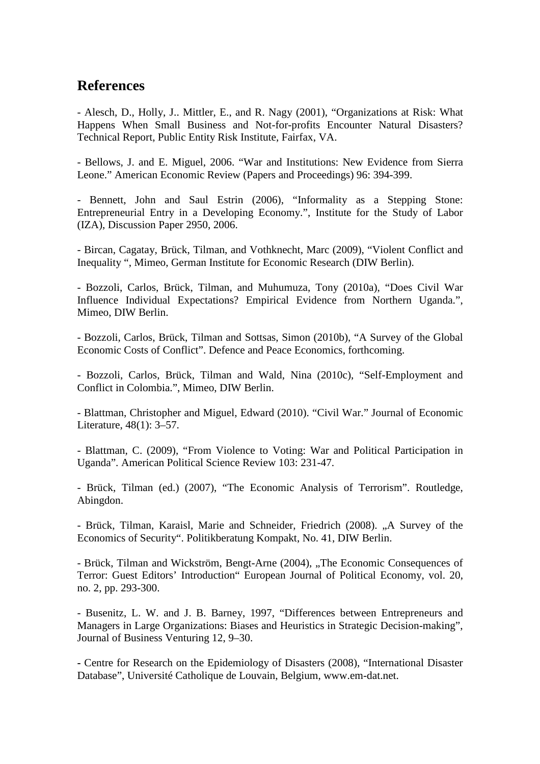## References

- Alesch, D., Holly, J.. Mittler, E., and R. Nagy (2001), "Organizations at Risk: What Happens When Small Business and Not-for-profits Encounter Natural Disasters? Technical Report, Public Entity Risk Institute, Fairfax, VA.

- Bellows, J. and E. Miguel, 2006. "War and Institutions: New Evidence from Sierra Leone." American Economic Review (Papers and Proceedings) 96: 394-399.

- Bennett, John and Saul Estrin (2006), "Informality as a Stepping Stone: Entrepreneurial Entry in a Developing Economy.", Institute for the Study of Labor (IZA), Discussion Paper 2950, 2006.

- Bircan, Cagatay, Brück, Tilman, and Vothknecht, Marc (2009), "Violent Conflict and Inequality ", Mimeo, German Institute for Economic Research (DIW Berlin).

- Bozzoli, Carlos, Brück, Tilman, and Muhumuza, Tony (2010a), "Does Civil War Influence Individual Expectations? Empirical Evidence from Northern Uganda.", Mimeo, DIW Berlin.

- Bozzoli, Carlos, Brück, Tilman and Sottsas, Simon (2010b), "A Survey of the Global Economic Costs of Conflict". Defence and Peace Economics, forthcoming.

- Bozzoli, Carlos, Brück, Tilman and Wald, Nina (2010c), "Self-Employment and Conflict in Colombia.", Mimeo, DIW Berlin.

- Blattman, Christopher and Miguel, Edward (2010). "Civil War." Journal of Economic Literature, 48(1): 3–57.

- Blattman, C. (2009), "From Violence to Voting: War and Political Participation in Uganda". American Political Science Review 103: 231-47.

- Brück, Tilman (ed.) (2007), "The Economic Analysis of Terrorism". Routledge, Abingdon.

- Brück, Tilman, Karaisl, Marie and Schneider, Friedrich (2008). „A Survey of the Economics of Security". Politikberatung Kompakt, No. 41, DIW Berlin.

- Brück, Tilman and Wickström, Bengt-Arne (2004), „The Economic Consequences of Terror: Guest Editors' Introduction" European Journal of Political Economy, vol. 20, no. 2, pp. 293-300.

- Busenitz, L. W. and J. B. Barney, 1997, "Differences between Entrepreneurs and Managers in Large Organizations: Biases and Heuristics in Strategic Decision-making", Journal of Business Venturing 12, 9–30.

- Centre for Research on the Epidemiology of Disasters (2008), "International Disaster Database", Université Catholique de Louvain, Belgium, www.em-dat.net.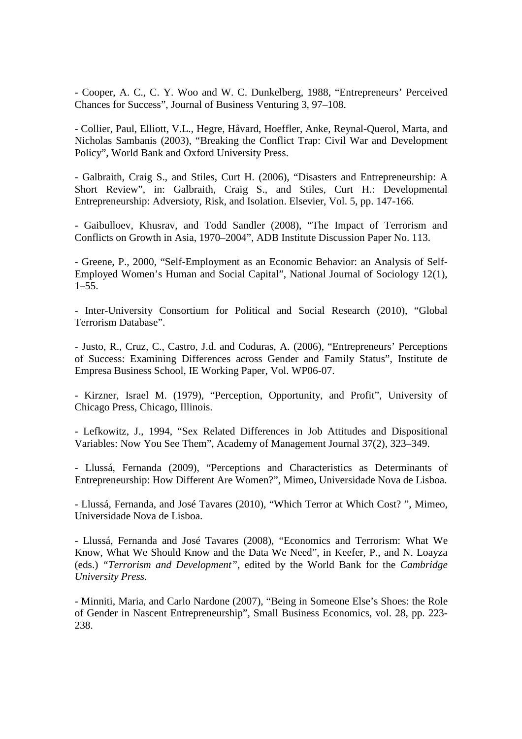- Cooper, A. C., C. Y. Woo and W. C. Dunkelberg, 1988, "Entrepreneurs' Perceived Chances for Success", Journal of Business Venturing 3, 97–108.

- Collier, Paul, Elliott, V.L., Hegre, Håvard, Hoeffler, Anke, Reynal-Querol, Marta, and Nicholas Sambanis (2003), "Breaking the Conflict Trap: Civil War and Development Policy", World Bank and Oxford University Press.

- Galbraith, Craig S., and Stiles, Curt H. (2006), "Disasters and Entrepreneurship: A Short Review", in: Galbraith, Craig S., and Stiles, Curt H.: Developmental Entrepreneurship: Adversioty, Risk, and Isolation. Elsevier, Vol. 5, pp. 147-166.

- Gaibulloev, Khusrav, and Todd Sandler (2008), "The Impact of Terrorism and Conflicts on Growth in Asia, 1970–2004", ADB Institute Discussion Paper No. 113.

- Greene, P., 2000, "Self-Employment as an Economic Behavior: an Analysis of Self-Employed Women's Human and Social Capital", National Journal of Sociology 12(1), 1–55.

- Inter-University Consortium for Political and Social Research (2010), "Global Terrorism Database".

- Justo, R., Cruz, C., Castro, J.d. and Coduras, A. (2006), "Entrepreneurs' Perceptions of Success: Examining Differences across Gender and Family Status", Institute de Empresa Business School, IE Working Paper, Vol. WP06-07.

- Kirzner, Israel M. (1979), "Perception, Opportunity, and Profit", University of Chicago Press, Chicago, Illinois.

- Lefkowitz, J., 1994, "Sex Related Differences in Job Attitudes and Dispositional Variables: Now You See Them", Academy of Management Journal 37(2), 323–349.

- Llussá, Fernanda (2009), "Perceptions and Characteristics as Determinants of Entrepreneurship: How Different Are Women?", Mimeo, Universidade Nova de Lisboa.

- Llussá, Fernanda, and José Tavares (2010), "Which Terror at Which Cost? ", Mimeo, Universidade Nova de Lisboa.

- Llussá, Fernanda and José Tavares (2008), "Economics and Terrorism: What We Know, What We Should Know and the Data We Need", in Keefer, P., and N. Loayza (eds.) "*Terrorism and Development*", edited by the World Bank for the *Cambridge University Press.*

- Minniti, Maria, and Carlo Nardone (2007), "Being in Someone Else's Shoes: the Role of Gender in Nascent Entrepreneurship", Small Business Economics, vol. 28, pp. 223-238.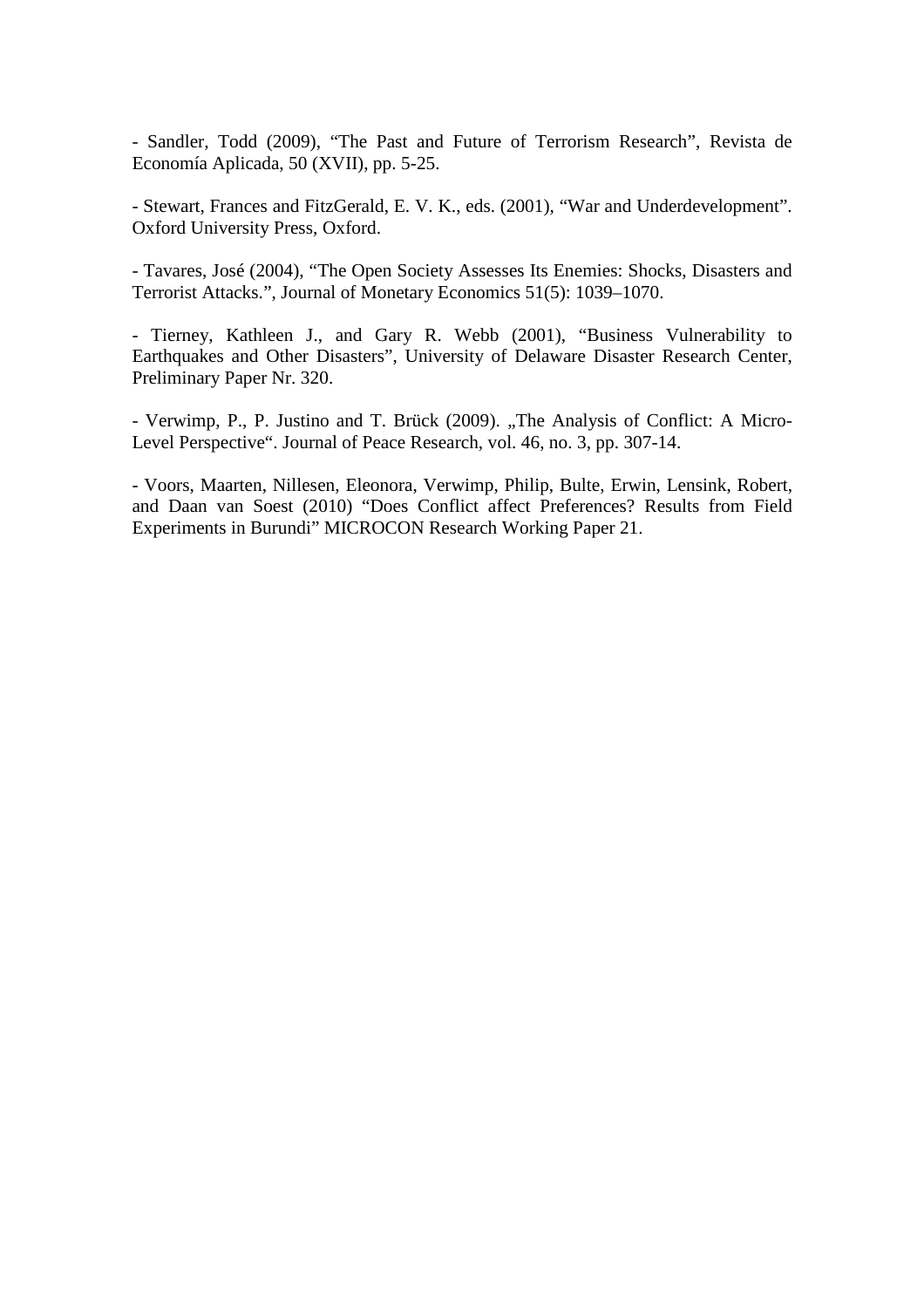- Sandler, Todd (2009), "The Past and Future of Terrorism Research", Revista de Economía Aplicada, 50 (XVII), pp. 5-25.

- Stewart, Frances and FitzGerald, E. V. K., eds. (2001), "War and Underdevelopment". Oxford University Press, Oxford.

- Tavares, José (2004), "The Open Society Assesses Its Enemies: Shocks, Disasters and Terrorist Attacks.", Journal of Monetary Economics 51(5): 1039–1070.

- Tierney, Kathleen J., and Gary R. Webb (2001), "Business Vulnerability to Earthquakes and Other Disasters", University of Delaware Disaster Research Center, Preliminary Paper Nr. 320.

- Verwimp, P., P. Justino and T. Brück (2009). „The Analysis of Conflict: A Micro-Level Perspective". Journal of Peace Research, vol. 46, no. 3, pp. 307-14.

- Voors, Maarten, Nillesen, Eleonora, Verwimp, Philip, Bulte, Erwin, Lensink, Robert, and Daan van Soest (2010) "Does Conflict affect Preferences? Results from Field Experiments in Burundi" MICROCON Research Working Paper 21.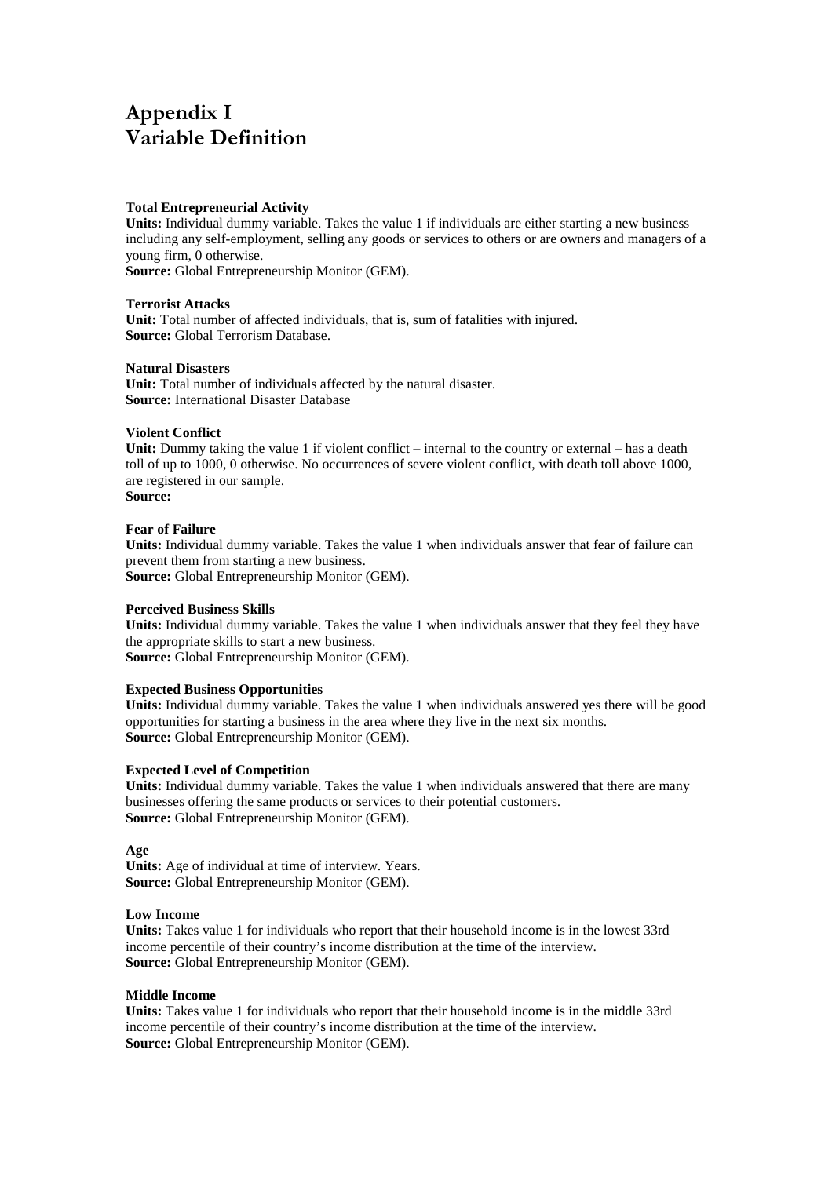# Appendix I
# Variable Definition

**Total Entrepreneurial Activity**
**Units:** Individual dummy variable. Takes the value 1 if individuals are either starting a new business including any self-employment, selling any goods or services to others or are owners and managers of a young firm, 0 otherwise.
**Source:** Global Entrepreneurship Monitor (GEM).

**Terrorist Attacks**
**Unit:** Total number of affected individuals, that is, sum of fatalities with injured.
**Source:** Global Terrorism Database.

**Natural Disasters**
**Unit:** Total number of individuals affected by the natural disaster.
**Source:** International Disaster Database

**Violent Conflict**
**Unit:** Dummy taking the value 1 if violent conflict – internal to the country or external – has a death toll of up to 1000, 0 otherwise. No occurrences of severe violent conflict, with death toll above 1000, are registered in our sample.
**Source:**

**Fear of Failure**
**Units:** Individual dummy variable. Takes the value 1 when individuals answer that fear of failure can prevent them from starting a new business.
**Source:** Global Entrepreneurship Monitor (GEM).

**Perceived Business Skills**
**Units:** Individual dummy variable. Takes the value 1 when individuals answer that they feel they have the appropriate skills to start a new business.
**Source:** Global Entrepreneurship Monitor (GEM).

**Expected Business Opportunities**
**Units:** Individual dummy variable. Takes the value 1 when individuals answered yes there will be good opportunities for starting a business in the area where they live in the next six months.
**Source:** Global Entrepreneurship Monitor (GEM).

**Expected Level of Competition**
**Units:** Individual dummy variable. Takes the value 1 when individuals answered that there are many businesses offering the same products or services to their potential customers.
**Source:** Global Entrepreneurship Monitor (GEM).

**Age**
**Units:** Age of individual at time of interview. Years.
**Source:** Global Entrepreneurship Monitor (GEM).

**Low Income**
**Units:** Takes value 1 for individuals who report that their household income is in the lowest 33rd income percentile of their country's income distribution at the time of the interview.
**Source:** Global Entrepreneurship Monitor (GEM).

**Middle Income**
**Units:** Takes value 1 for individuals who report that their household income is in the middle 33rd income percentile of their country's income distribution at the time of the interview.
**Source:** Global Entrepreneurship Monitor (GEM).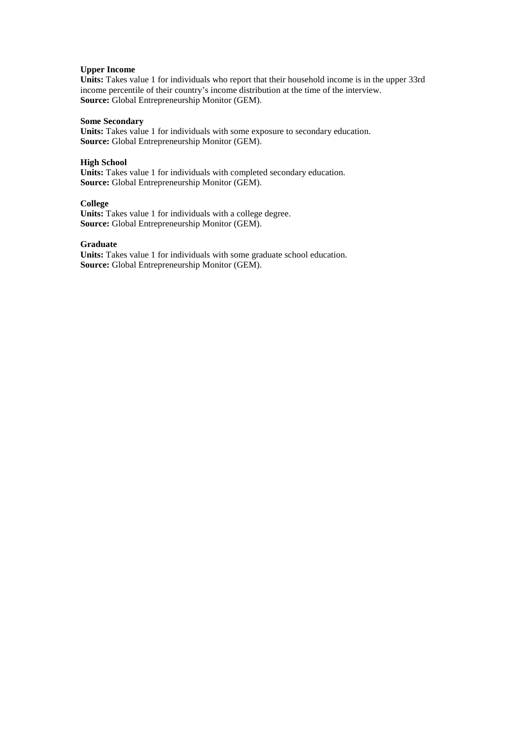**Upper Income**
**Units:** Takes value 1 for individuals who report that their household income is in the upper 33rd income percentile of their country's income distribution at the time of the interview.
**Source:** Global Entrepreneurship Monitor (GEM).

**Some Secondary**
**Units:** Takes value 1 for individuals with some exposure to secondary education.
**Source:** Global Entrepreneurship Monitor (GEM).

**High School**
**Units:** Takes value 1 for individuals with completed secondary education.
**Source:** Global Entrepreneurship Monitor (GEM).

**College**
**Units:** Takes value 1 for individuals with a college degree.
**Source:** Global Entrepreneurship Monitor (GEM).

**Graduate**
**Units:** Takes value 1 for individuals with some graduate school education.
**Source:** Global Entrepreneurship Monitor (GEM).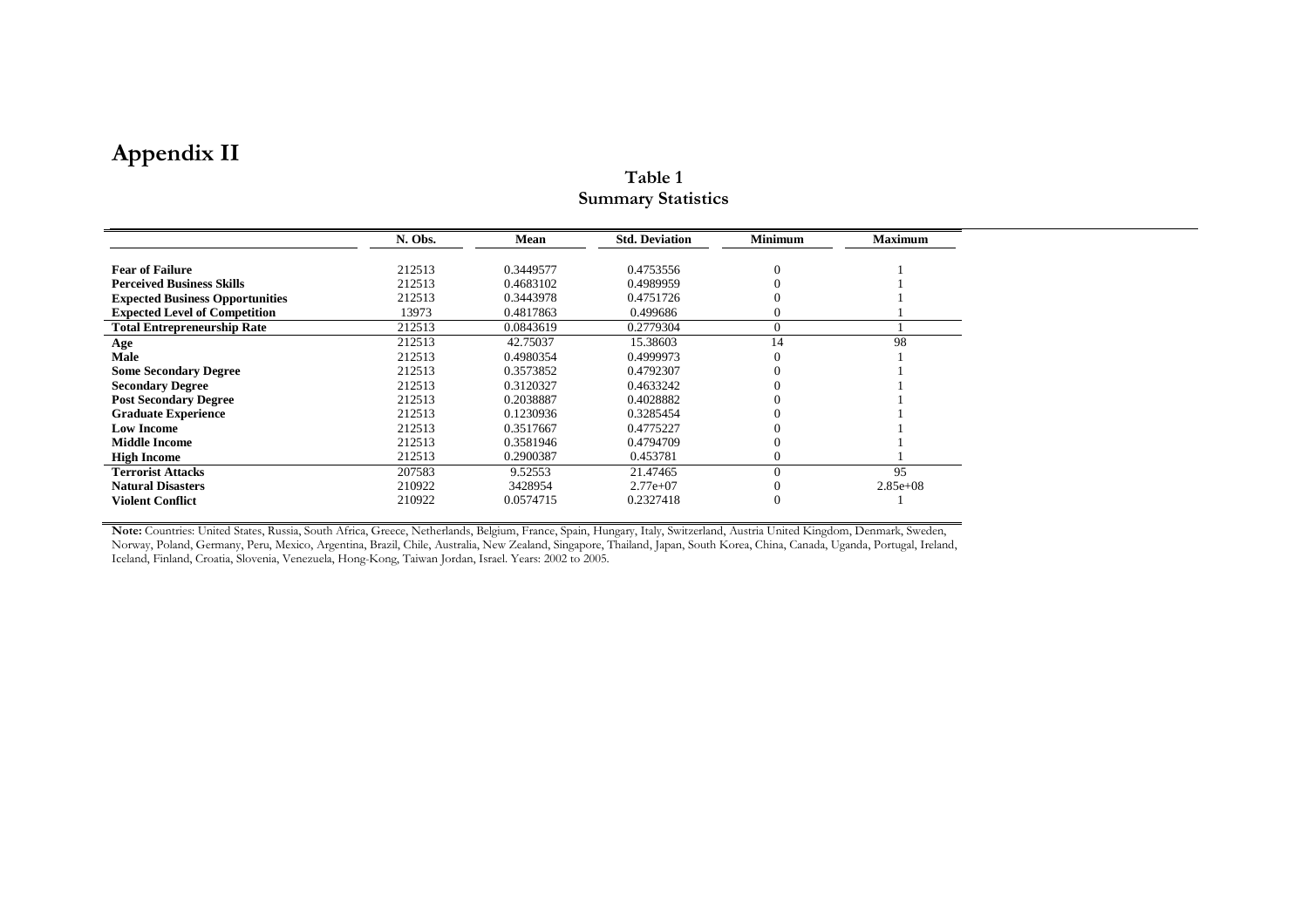# Appendix II

**Table 1**
**Summary Statistics**

| | N. Obs. | Mean | Std. Deviation | Minimum | Maximum |
|---|---|---|---|---|---|
| **Fear of Failure** | 212513 | 0.3449577 | 0.4753556 | 0 | 1 |
| **Perceived Business Skills** | 212513 | 0.4683102 | 0.4989959 | 0 | 1 |
| **Expected Business Opportunities** | 212513 | 0.3443978 | 0.4751726 | 0 | 1 |
| **Expected Level of Competition** | 13973 | 0.4817863 | 0.499686 | 0 | 1 |
| **Total Entrepreneurship Rate** | 212513 | 0.0843619 | 0.2779304 | 0 | 1 |
| **Age** | 212513 | 42.75037 | 15.38603 | 14 | 98 |
| **Male** | 212513 | 0.4980354 | 0.4999973 | 0 | 1 |
| **Some Secondary Degree** | 212513 | 0.3573852 | 0.4792307 | 0 | 1 |
| **Secondary Degree** | 212513 | 0.3120327 | 0.4633242 | 0 | 1 |
| **Post Secondary Degree** | 212513 | 0.2038887 | 0.4028882 | 0 | 1 |
| **Graduate Experience** | 212513 | 0.1230936 | 0.3285454 | 0 | 1 |
| **Low Income** | 212513 | 0.3517667 | 0.4775227 | 0 | 1 |
| **Middle Income** | 212513 | 0.3581946 | 0.4794709 | 0 | 1 |
| **High Income** | 212513 | 0.2900387 | 0.453781 | 0 | 1 |
| **Terrorist Attacks** | 207583 | 9.52553 | 21.47465 | 0 | 95 |
| **Natural Disasters** | 210922 | 3428954 | 2.77e+07 | 0 | 2.85e+08 |
| **Violent Conflict** | 210922 | 0.0574715 | 0.2327418 | 0 | 1 |

**Note:** Countries: United States, Russia, South Africa, Greece, Netherlands, Belgium, France, Spain, Hungary, Italy, Switzerland, Austria United Kingdom, Denmark, Sweden, Norway, Poland, Germany, Peru, Mexico, Argentina, Brazil, Chile, Australia, New Zealand, Singapore, Thailand, Japan, South Korea, China, Canada, Uganda, Portugal, Ireland, Iceland, Finland, Croatia, Slovenia, Venezuela, Hong-Kong, Taiwan Jordan, Israel. Years: 2002 to 2005.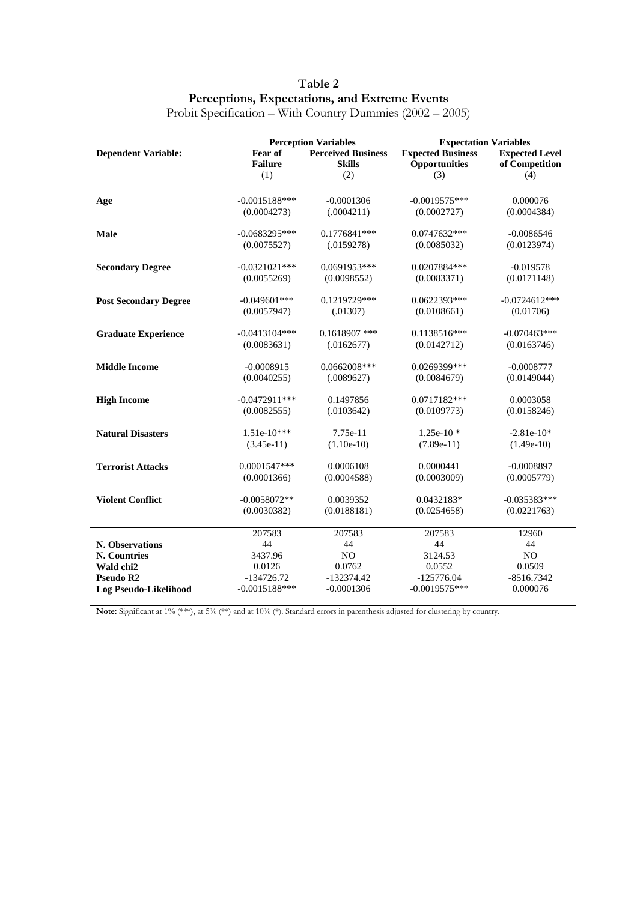**Table 2**

**Perceptions, Expectations, and Extreme Events**

Probit Specification – With Country Dummies (2002 – 2005)

| **Dependent Variable:** | **Perception Variables** | | **Expectation Variables** | |
|---|---|---|---|---|
| | **Fear of Failure** (1) | **Perceived Business Skills** (2) | **Expected Business Opportunities** (3) | **Expected Level of Competition** (4) |
| **Age** | -0.0015188*** | -0.0001306 | -0.0019575*** | 0.000076 |
| | (0.0004273) | (.0004211) | (0.0002727) | (0.0004384) |
| **Male** | -0.0683295*** | 0.1776841*** | 0.0747632*** | -0.0086546 |
| | (0.0075527) | (.0159278) | (0.0085032) | (0.0123974) |
| **Secondary Degree** | -0.0321021*** | 0.0691953*** | 0.0207884*** | -0.019578 |
| | (0.0055269) | (0.0098552) | (0.0083371) | (0.0171148) |
| **Post Secondary Degree** | -0.049601*** | 0.1219729*** | 0.0622393*** | -0.0724612*** |
| | (0.0057947) | (.01307) | (0.0108661) | (0.01706) |
| **Graduate Experience** | -0.0413104*** | 0.1618907 *** | 0.1138516*** | -0.070463*** |
| | (0.0083631) | (.0162677) | (0.0142712) | (0.0163746) |
| **Middle Income** | -0.0008915 | 0.0662008*** | 0.0269399*** | -0.0008777 |
| | (0.0040255) | (.0089627) | (0.0084679) | (0.0149044) |
| **High Income** | -0.0472911*** | 0.1497856 | 0.0717182*** | 0.0003058 |
| | (0.0082555) | (.0103642) | (0.0109773) | (0.0158246) |
| **Natural Disasters** | 1.51e-10*** | 7.75e-11 | 1.25e-10 * | -2.81e-10* |
| | (3.45e-11) | (1.10e-10) | (7.89e-11) | (1.49e-10) |
| **Terrorist Attacks** | 0.0001547*** | 0.0006108 | 0.0000441 | -0.0008897 |
| | (0.0001366) | (0.0004588) | (0.0003009) | (0.0005779) |
| **Violent Conflict** | -0.0058072** | 0.0039352 | 0.0432183* | -0.035383*** |
| | (0.0030382) | (0.0188181) | (0.0254658) | (0.0221763) |
| | 207583 | 207583 | 207583 | 12960 |
| **N. Observations** | 44 | 44 | 44 | 44 |
| **N. Countries** | 3437.96 | NO | 3124.53 | NO |
| **Wald chi2** | 0.0126 | 0.0762 | 0.0552 | 0.0509 |
| **Pseudo R2** | -134726.72 | -132374.42 | -125776.04 | -8516.7342 |
| **Log Pseudo-Likelihood** | -0.0015188*** | -0.0001306 | -0.0019575*** | 0.000076 |

**Note:** Significant at 1% (***), at 5% (**) and at 10% (*). Standard errors in parenthesis adjusted for clustering by country.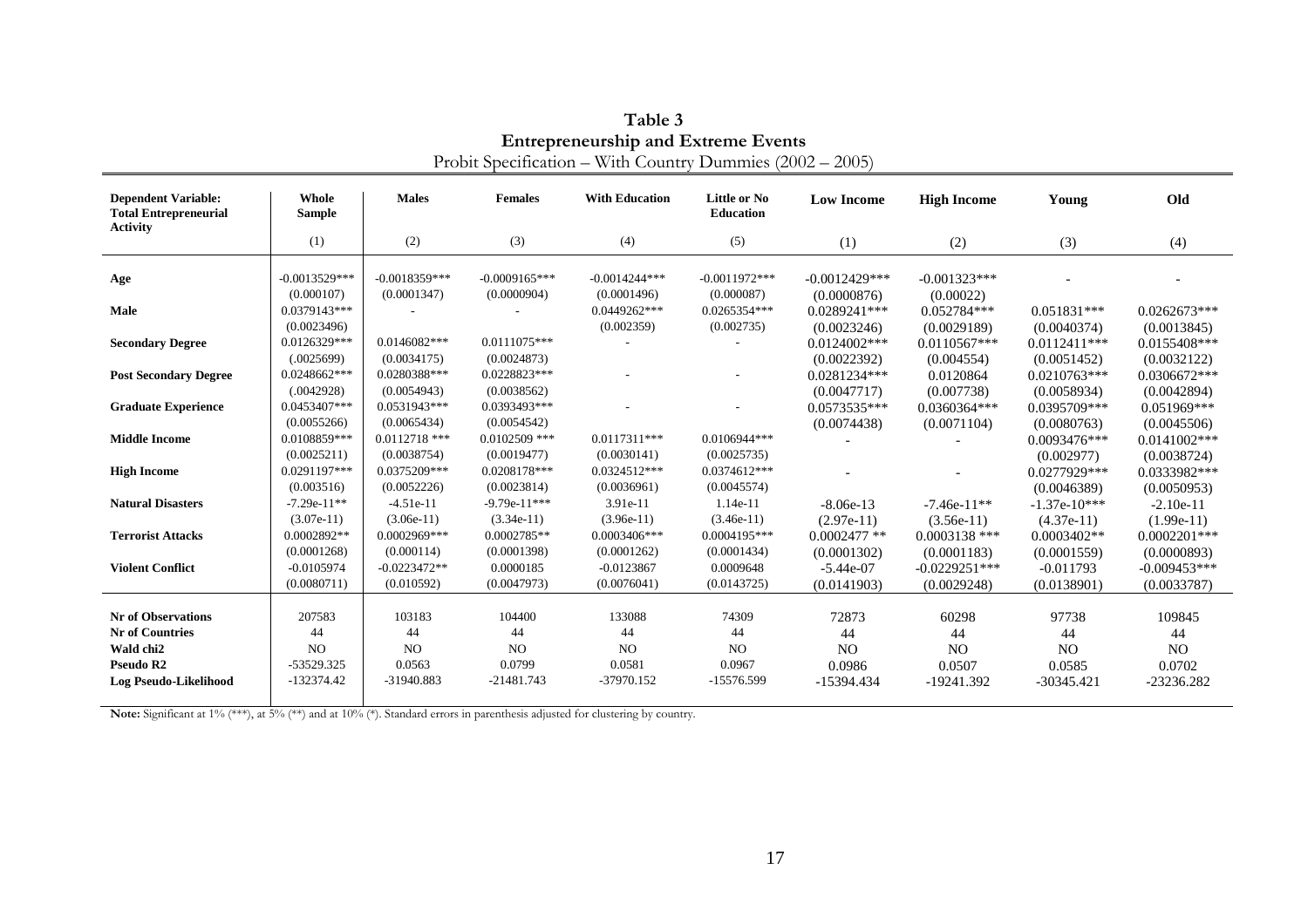**Table 3**
**Entrepreneurship and Extreme Events**
Probit Specification – With Country Dummies (2002 – 2005)

| Dependent Variable: Total Entrepreneurial Activity | Whole Sample | Males | Females | With Education | Little or No Education | Low Income | High Income | Young | Old |
|---|---|---|---|---|---|---|---|---|---|
| | (1) | (2) | (3) | (4) | (5) | (1) | (2) | (3) | (4) |
| **Age** | -0.0013529*** | -0.0018359*** | -0.0009165*** | -0.0014244*** | -0.0011972*** | -0.0012429*** | -0.001323*** | - | - |
| | (0.000107) | (0.0001347) | (0.0000904) | (0.0001496) | (0.000087) | (0.0000876) | (0.00022) | | |
| **Male** | 0.0379143*** | - | - | 0.0449262*** | 0.0265354*** | 0.0289241*** | 0.052784*** | 0.051831*** | 0.0262673*** |
| | (0.0023496) | | | (0.002359) | (0.002735) | (0.0023246) | (0.0029189) | (0.0040374) | (0.0013845) |
| **Secondary Degree** | 0.0126329*** | 0.0146082*** | 0.0111075*** | - | - | 0.0124002*** | 0.0110567*** | 0.0112411*** | 0.0155408*** |
| | (.0025699) | (0.0034175) | (0.0024873) | | | (0.0022392) | (0.004554) | (0.0051452) | (0.0032122) |
| **Post Secondary Degree** | 0.0248662*** | 0.0280388*** | 0.0228823*** | - | - | 0.0281234*** | 0.0120864 | 0.0210763*** | 0.0306672*** |
| | (.0042928) | (0.0054943) | (0.0038562) | | | (0.0047717) | (0.007738) | (0.0058934) | (0.0042894) |
| **Graduate Experience** | 0.0453407*** | 0.0531943*** | 0.0393493*** | - | - | 0.0573535*** | 0.0360364*** | 0.0395709*** | 0.051969*** |
| | (0.0055266) | (0.0065434) | (0.0054542) | | | (0.0074438) | (0.0071104) | (0.0080763) | (0.0045506) |
| **Middle Income** | 0.0108859*** | 0.0112718 *** | 0.0102509 *** | 0.0117311*** | 0.0106944*** | - | - | 0.0093476*** | 0.0141002*** |
| | (0.0025211) | (0.0038754) | (0.0019477) | (0.0030141) | (0.0025735) | | | (0.002977) | (0.0038724) |
| **High Income** | 0.0291197*** | 0.0375209*** | 0.0208178*** | 0.0324512*** | 0.0374612*** | - | - | 0.0277929*** | 0.0333982*** |
| | (0.003516) | (0.0052226) | (0.0023814) | (0.0036961) | (0.0045574) | | | (0.0046389) | (0.0050953) |
| **Natural Disasters** | -7.29e-11** | -4.51e-11 | -9.79e-11*** | 3.91e-11 | 1.14e-11 | -8.06e-13 | -7.46e-11** | -1.37e-10*** | -2.10e-11 |
| | (3.07e-11) | (3.06e-11) | (3.34e-11) | (3.96e-11) | (3.46e-11) | (2.97e-11) | (3.56e-11) | (4.37e-11) | (1.99e-11) |
| **Terrorist Attacks** | 0.0002892** | 0.0002969*** | 0.0002785** | 0.0003406*** | 0.0004195*** | 0.0002477 ** | 0.0003138 *** | 0.0003402** | 0.0002201*** |
| | (0.0001268) | (0.000114) | (0.0001398) | (0.0001262) | (0.0001434) | (0.0001302) | (0.0001183) | (0.0001559) | (0.0000893) |
| **Violent Conflict** | -0.0105974 | -0.0223472** | 0.0000185 | -0.0123867 | 0.0009648 | -5.44e-07 | -0.0229251*** | -0.011793 | -0.009453*** |
| | (0.0080711) | (0.010592) | (0.0047973) | (0.0076041) | (0.0143725) | (0.0141903) | (0.0029248) | (0.0138901) | (0.0033787) |
| **Nr of Observations** | 207583 | 103183 | 104400 | 133088 | 74309 | 72873 | 60298 | 97738 | 109845 |
| **Nr of Countries** | 44 | 44 | 44 | 44 | 44 | 44 | 44 | 44 | 44 |
| **Wald chi2** | NO | NO | NO | NO | NO | NO | NO | NO | NO |
| **Pseudo R2** | -53529.325 | 0.0563 | 0.0799 | 0.0581 | 0.0967 | 0.0986 | 0.0507 | 0.0585 | 0.0702 |
| **Log Pseudo-Likelihood** | -132374.42 | -31940.883 | -21481.743 | -37970.152 | -15576.599 | -15394.434 | -19241.392 | -30345.421 | -23236.282 |

**Note:** Significant at 1% (***), at 5% (**) and at 10% (*). Standard errors in parenthesis adjusted for clustering by country.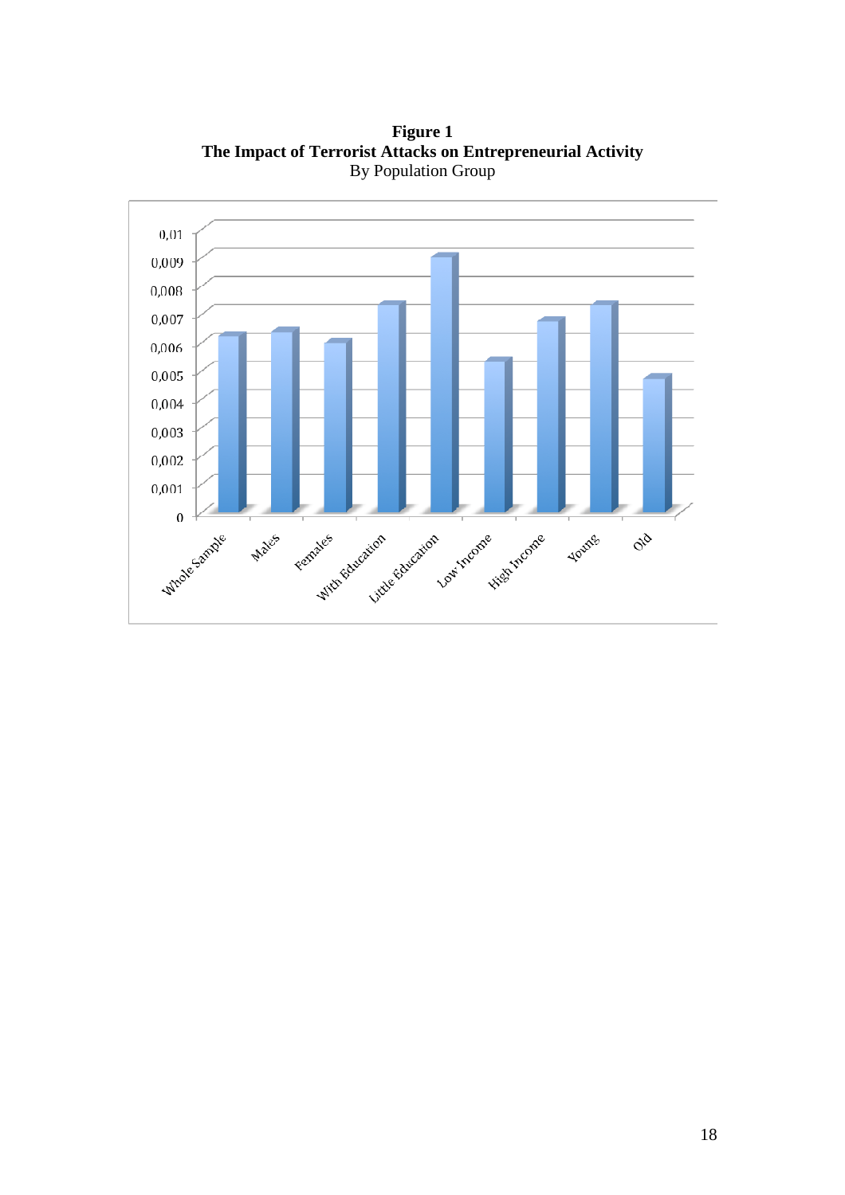**Figure 1**
**The Impact of Terrorist Attacks on Entrepreneurial Activity**
By Population Group

0,01
0,009
0,008
0,007
0,006
0,005
0,004
0,003
0,002
0,001
0

Whole Sample
Males
Females
With Education
Little Education
Low Income
High Income
Young
Old